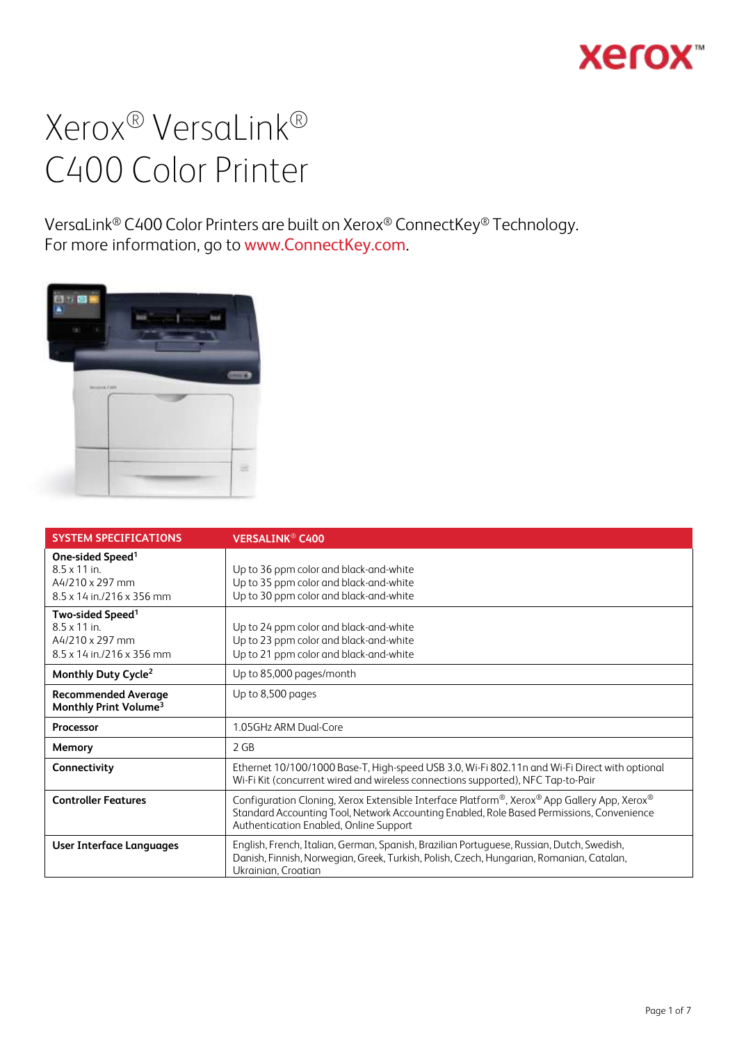# Xerox® VersaLink® C400 Color Printer

VersaLink® C400 Color Printers are built on Xerox® ConnectKey® Technology.
For more information, go to www.ConnectKey.com.

| SYSTEM SPECIFICATIONS | VERSALINK® C400 |
|---|---|
| **One-sided Speed**[1]<br>8.5 x 11 in.<br>A4/210 x 297 mm<br>8.5 x 14 in./216 x 356 mm | <br>Up to 36 ppm color and black-and-white<br>Up to 35 ppm color and black-and-white<br>Up to 30 ppm color and black-and-white |
| **Two-sided Speed**[1]<br>8.5 x 11 in.<br>A4/210 x 297 mm<br>8.5 x 14 in./216 x 356 mm | <br>Up to 24 ppm color and black-and-white<br>Up to 23 ppm color and black-and-white<br>Up to 21 ppm color and black-and-white |
| **Monthly Duty Cycle**[2] | Up to 85,000 pages/month |
| **Recommended Average Monthly Print Volume**[3] | Up to 8,500 pages |
| **Processor** | 1.05GHz ARM Dual-Core |
| **Memory** | 2 GB |
| **Connectivity** | Ethernet 10/100/1000 Base-T, High-speed USB 3.0, Wi-Fi 802.11n and Wi-Fi Direct with optional Wi-Fi Kit (concurrent wired and wireless connections supported), NFC Tap-to-Pair |
| **Controller Features** | Configuration Cloning, Xerox Extensible Interface Platform®, Xerox® App Gallery App, Xerox® Standard Accounting Tool, Network Accounting Enabled, Role Based Permissions, Convenience Authentication Enabled, Online Support |
| **User Interface Languages** | English, French, Italian, German, Spanish, Brazilian Portuguese, Russian, Dutch, Swedish, Danish, Finnish, Norwegian, Greek, Turkish, Polish, Czech, Hungarian, Romanian, Catalan, Ukrainian, Croatian |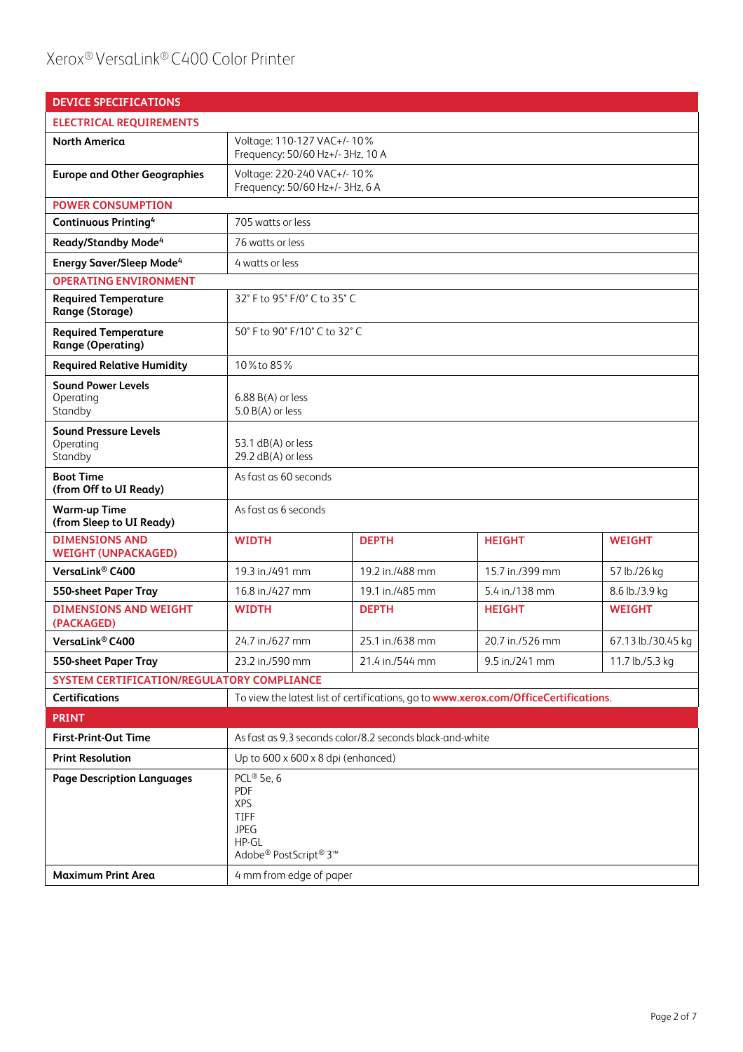# Xerox® VersaLink® C400 Color Printer

| DEVICE SPECIFICATIONS | | | | |
|---|---|---|---|---|
| **ELECTRICAL REQUIREMENTS** | | | | |
| **North America** | Voltage: 110-127 VAC+/- 10%<br>Frequency: 50/60 Hz+/- 3Hz, 10 A | | | |
| **Europe and Other Geographies** | Voltage: 220-240 VAC+/- 10%<br>Frequency: 50/60 Hz+/- 3Hz, 6 A | | | |
| **POWER CONSUMPTION** | | | | |
| **Continuous Printing**[4] | 705 watts or less | | | |
| **Ready/Standby Mode**[4] | 76 watts or less | | | |
| **Energy Saver/Sleep Mode**[4] | 4 watts or less | | | |
| **OPERATING ENVIRONMENT** | | | | |
| **Required Temperature Range (Storage)** | 32° F to 95° F/0° C to 35° C | | | |
| **Required Temperature Range (Operating)** | 50° F to 90° F/10° C to 32° C | | | |
| **Required Relative Humidity** | 10% to 85% | | | |
| **Sound Power Levels**<br>Operating<br>Standby | 6.88 B(A) or less<br>5.0 B(A) or less | | | |
| **Sound Pressure Levels**<br>Operating<br>Standby | 53.1 dB(A) or less<br>29.2 dB(A) or less | | | |
| **Boot Time (from Off to UI Ready)** | As fast as 60 seconds | | | |
| **Warm-up Time (from Sleep to UI Ready)** | As fast as 6 seconds | | | |
| **DIMENSIONS AND WEIGHT (UNPACKAGED)** | **WIDTH** | **DEPTH** | **HEIGHT** | **WEIGHT** |
| **VersaLink® C400** | 19.3 in./491 mm | 19.2 in./488 mm | 15.7 in./399 mm | 57 lb./26 kg |
| **550-sheet Paper Tray** | 16.8 in./427 mm | 19.1 in./485 mm | 5.4 in./138 mm | 8.6 lb./3.9 kg |
| **DIMENSIONS AND WEIGHT (PACKAGED)** | **WIDTH** | **DEPTH** | **HEIGHT** | **WEIGHT** |
| **VersaLink® C400** | 24.7 in./627 mm | 25.1 in./638 mm | 20.7 in./526 mm | 67.13 lb./30.45 kg |
| **550-sheet Paper Tray** | 23.2 in./590 mm | 21.4 in./544 mm | 9.5 in./241 mm | 11.7 lb./5.3 kg |
| **SYSTEM CERTIFICATION/REGULATORY COMPLIANCE** | | | | |
| **Certifications** | To view the latest list of certifications, go to **www.xerox.com/OfficeCertifications**. | | | |

| PRINT | |
|---|---|
| **First-Print-Out Time** | As fast as 9.3 seconds color/8.2 seconds black-and-white |
| **Print Resolution** | Up to 600 x 600 x 8 dpi (enhanced) |
| **Page Description Languages** | PCL® 5e, 6<br>PDF<br>XPS<br>TIFF<br>JPEG<br>HP-GL<br>Adobe® PostScript® 3™ |
| **Maximum Print Area** | 4 mm from edge of paper |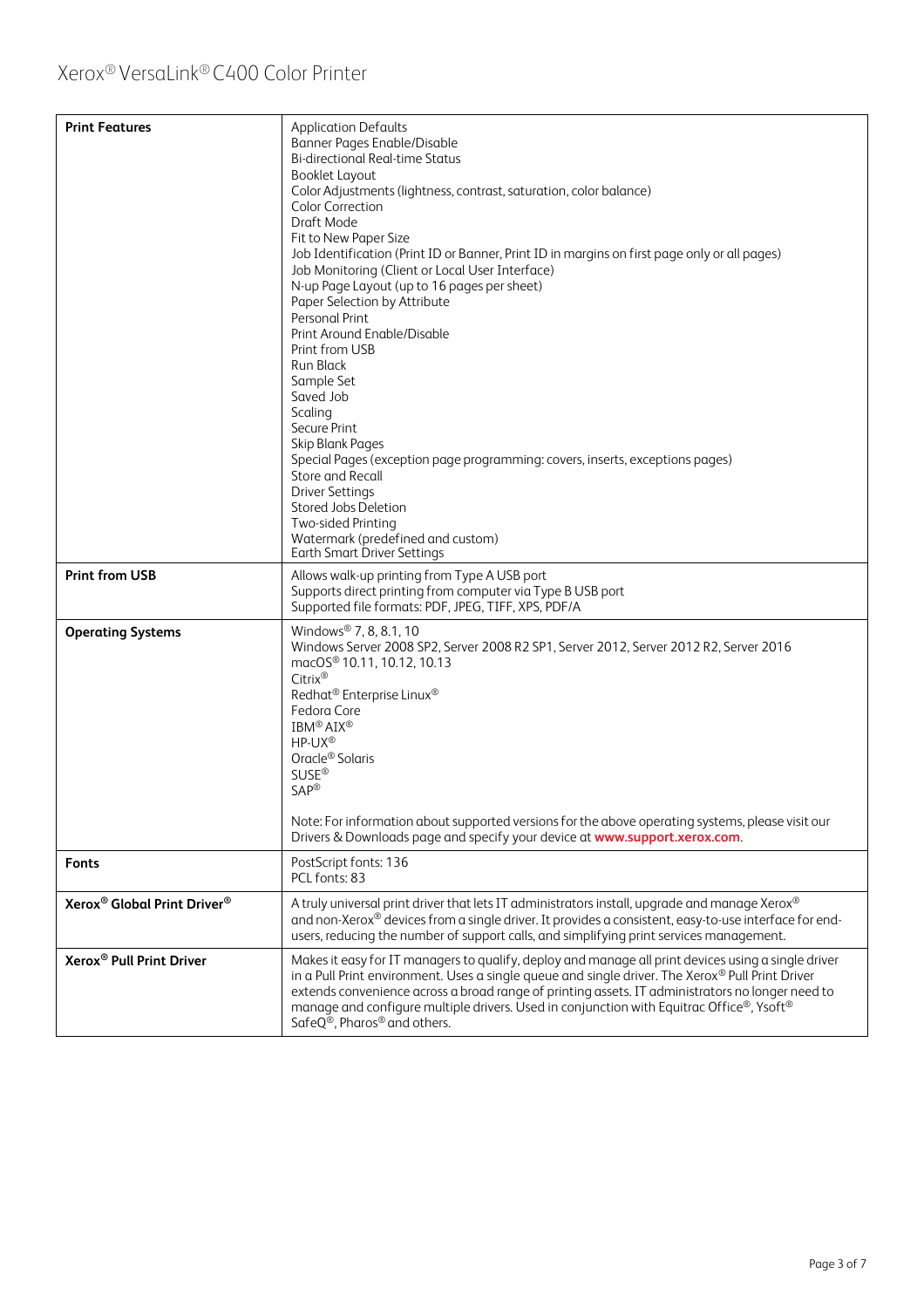| | |
|---|---|
| **Print Features** | Application Defaults<br>Banner Pages Enable/Disable<br>Bi-directional Real-time Status<br>Booklet Layout<br>Color Adjustments (lightness, contrast, saturation, color balance)<br>Color Correction<br>Draft Mode<br>Fit to New Paper Size<br>Job Identification (Print ID or Banner, Print ID in margins on first page only or all pages)<br>Job Monitoring (Client or Local User Interface)<br>N-up Page Layout (up to 16 pages per sheet)<br>Paper Selection by Attribute<br>Personal Print<br>Print Around Enable/Disable<br>Print from USB<br>Run Black<br>Sample Set<br>Saved Job<br>Scaling<br>Secure Print<br>Skip Blank Pages<br>Special Pages (exception page programming: covers, inserts, exceptions pages)<br>Store and Recall<br>Driver Settings<br>Stored Jobs Deletion<br>Two-sided Printing<br>Watermark (predefined and custom)<br>Earth Smart Driver Settings |
| **Print from USB** | Allows walk-up printing from Type A USB port<br>Supports direct printing from computer via Type B USB port<br>Supported file formats: PDF, JPEG, TIFF, XPS, PDF/A |
| **Operating Systems** | Windows® 7, 8, 8.1, 10<br>Windows Server 2008 SP2, Server 2008 R2 SP1, Server 2012, Server 2012 R2, Server 2016<br>macOS® 10.11, 10.12, 10.13<br>Citrix®<br>Redhat® Enterprise Linux®<br>Fedora Core<br>IBM® AIX®<br>HP-UX®<br>Oracle® Solaris<br>SUSE®<br>SAP®<br><br>Note: For information about supported versions for the above operating systems, please visit our Drivers & Downloads page and specify your device at **www.support.xerox.com**. |
| **Fonts** | PostScript fonts: 136<br>PCL fonts: 83 |
| **Xerox® Global Print Driver®** | A truly universal print driver that lets IT administrators install, upgrade and manage Xerox® and non-Xerox® devices from a single driver. It provides a consistent, easy-to-use interface for end-users, reducing the number of support calls, and simplifying print services management. |
| **Xerox® Pull Print Driver** | Makes it easy for IT managers to qualify, deploy and manage all print devices using a single driver in a Pull Print environment. Uses a single queue and single driver. The Xerox® Pull Print Driver extends convenience across a broad range of printing assets. IT administrators no longer need to manage and configure multiple drivers. Used in conjunction with Equitrac Office®, Ysoft® SafeQ®, Pharos® and others. |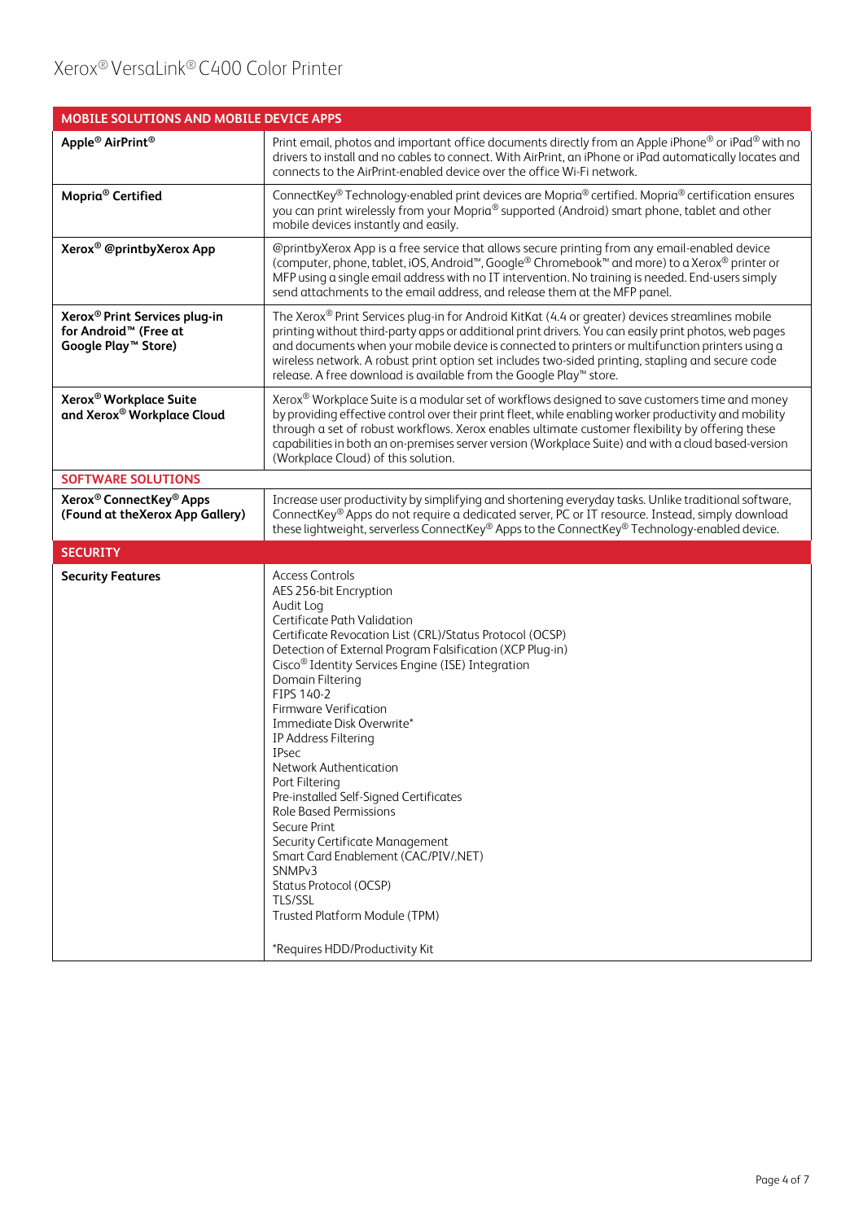# Xerox® VersaLink® C400 Color Printer

| MOBILE SOLUTIONS AND MOBILE DEVICE APPS | |
|---|---|
| **Apple® AirPrint®** | Print email, photos and important office documents directly from an Apple iPhone® or iPad® with no drivers to install and no cables to connect. With AirPrint, an iPhone or iPad automatically locates and connects to the AirPrint-enabled device over the office Wi-Fi network. |
| **Mopria® Certified** | ConnectKey® Technology-enabled print devices are Mopria® certified. Mopria® certification ensures you can print wirelessly from your Mopria® supported (Android) smart phone, tablet and other mobile devices instantly and easily. |
| **Xerox® @printbyXerox App** | @printbyXerox App is a free service that allows secure printing from any email-enabled device (computer, phone, tablet, iOS, Android™, Google® Chromebook™ and more) to a Xerox® printer or MFP using a single email address with no IT intervention. No training is needed. End-users simply send attachments to the email address, and release them at the MFP panel. |
| **Xerox® Print Services plug-in for Android™ (Free at Google Play™ Store)** | The Xerox® Print Services plug-in for Android KitKat (4.4 or greater) devices streamlines mobile printing without third-party apps or additional print drivers. You can easily print photos, web pages and documents when your mobile device is connected to printers or multifunction printers using a wireless network. A robust print option set includes two-sided printing, stapling and secure code release. A free download is available from the Google Play™ store. |
| **Xerox® Workplace Suite and Xerox® Workplace Cloud** | Xerox® Workplace Suite is a modular set of workflows designed to save customers time and money by providing effective control over their print fleet, while enabling worker productivity and mobility through a set of robust workflows. Xerox enables ultimate customer flexibility by offering these capabilities in both an on-premises server version (Workplace Suite) and with a cloud based-version (Workplace Cloud) of this solution. |
| **SOFTWARE SOLUTIONS** | |
| **Xerox® ConnectKey® Apps (Found at theXerox App Gallery)** | Increase user productivity by simplifying and shortening everyday tasks. Unlike traditional software, ConnectKey® Apps do not require a dedicated server, PC or IT resource. Instead, simply download these lightweight, serverless ConnectKey® Apps to the ConnectKey® Technology-enabled device. |
| **SECURITY** | |
| **Security Features** | Access Controls<br>AES 256-bit Encryption<br>Audit Log<br>Certificate Path Validation<br>Certificate Revocation List (CRL)/Status Protocol (OCSP)<br>Detection of External Program Falsification (XCP Plug-in)<br>Cisco® Identity Services Engine (ISE) Integration<br>Domain Filtering<br>FIPS 140-2<br>Firmware Verification<br>Immediate Disk Overwrite*<br>IP Address Filtering<br>IPsec<br>Network Authentication<br>Port Filtering<br>Pre-installed Self-Signed Certificates<br>Role Based Permissions<br>Secure Print<br>Security Certificate Management<br>Smart Card Enablement (CAC/PIV/.NET)<br>SNMPv3<br>Status Protocol (OCSP)<br>TLS/SSL<br>Trusted Platform Module (TPM)<br><br>*Requires HDD/Productivity Kit |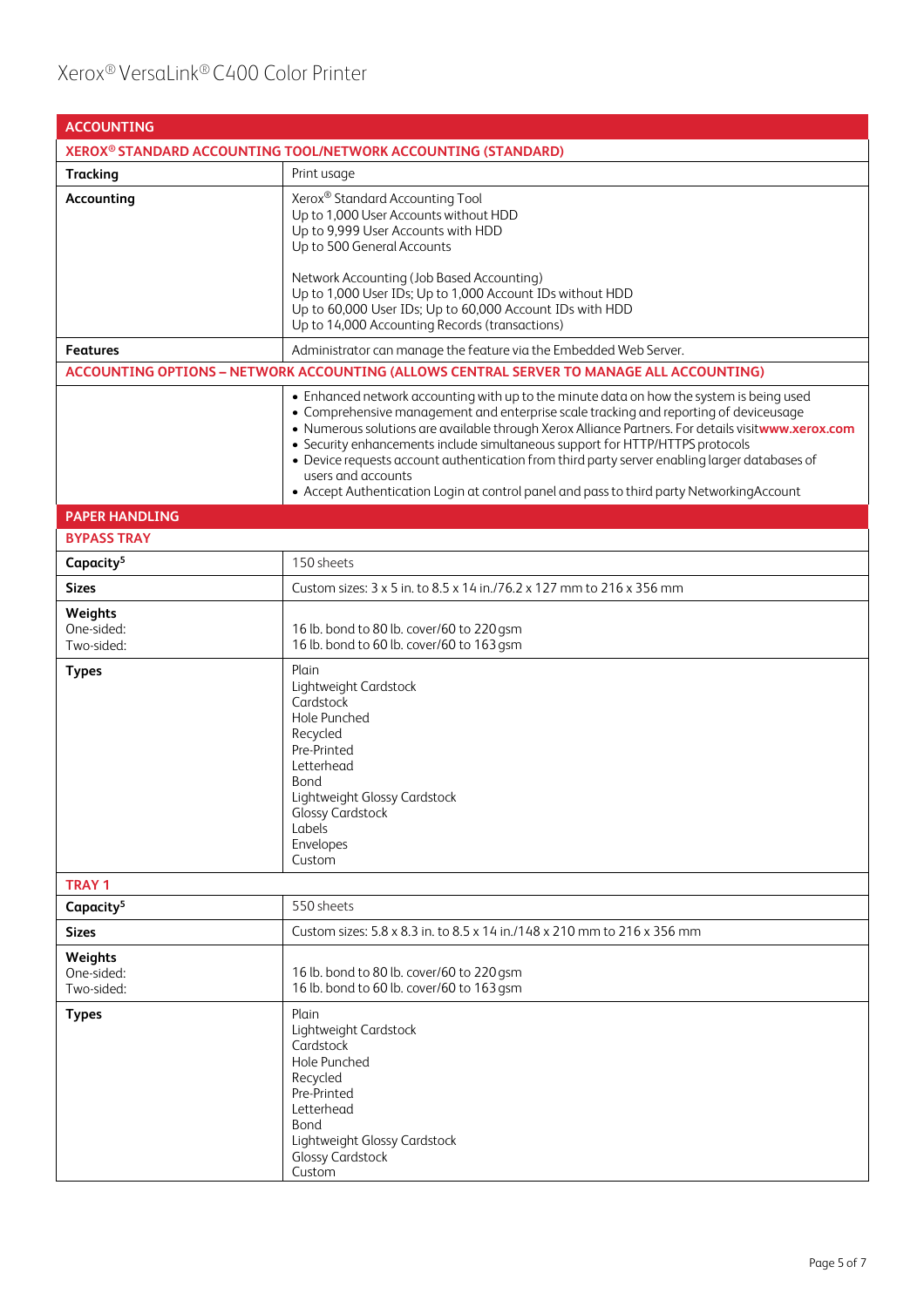## ACCOUNTING

### XEROX® STANDARD ACCOUNTING TOOL/NETWORK ACCOUNTING (STANDARD)

| | |
|---|---|
| **Tracking** | Print usage |
| **Accounting** | Xerox® Standard Accounting Tool<br>Up to 1,000 User Accounts without HDD<br>Up to 9,999 User Accounts with HDD<br>Up to 500 General Accounts<br><br>Network Accounting (Job Based Accounting)<br>Up to 1,000 User IDs; Up to 1,000 Account IDs without HDD<br>Up to 60,000 User IDs; Up to 60,000 Account IDs with HDD<br>Up to 14,000 Accounting Records (transactions) |
| **Features** | Administrator can manage the feature via the Embedded Web Server. |

### ACCOUNTING OPTIONS – NETWORK ACCOUNTING (ALLOWS CENTRAL SERVER TO MANAGE ALL ACCOUNTING)

- Enhanced network accounting with up to the minute data on how the system is being used
- Comprehensive management and enterprise scale tracking and reporting of deviceusage
- Numerous solutions are available through Xerox Alliance Partners. For details visit **www.xerox.com**
- Security enhancements include simultaneous support for HTTP/HTTPS protocols
- Device requests account authentication from third party server enabling larger databases of users and accounts
- Accept Authentication Login at control panel and pass to third party NetworkingAccount

## PAPER HANDLING

### BYPASS TRAY

| | |
|---|---|
| **Capacity**[5] | 150 sheets |
| **Sizes** | Custom sizes: 3 x 5 in. to 8.5 x 14 in./76.2 x 127 mm to 216 x 356 mm |
| **Weights**<br>One-sided:<br>Two-sided: | <br>16 lb. bond to 80 lb. cover/60 to 220 gsm<br>16 lb. bond to 60 lb. cover/60 to 163 gsm |
| **Types** | Plain<br>Lightweight Cardstock<br>Cardstock<br>Hole Punched<br>Recycled<br>Pre-Printed<br>Letterhead<br>Bond<br>Lightweight Glossy Cardstock<br>Glossy Cardstock<br>Labels<br>Envelopes<br>Custom |

### TRAY 1

| | |
|---|---|
| **Capacity**[5] | 550 sheets |
| **Sizes** | Custom sizes: 5.8 x 8.3 in. to 8.5 x 14 in./148 x 210 mm to 216 x 356 mm |
| **Weights**<br>One-sided:<br>Two-sided: | <br>16 lb. bond to 80 lb. cover/60 to 220 gsm<br>16 lb. bond to 60 lb. cover/60 to 163 gsm |
| **Types** | Plain<br>Lightweight Cardstock<br>Cardstock<br>Hole Punched<br>Recycled<br>Pre-Printed<br>Letterhead<br>Bond<br>Lightweight Glossy Cardstock<br>Glossy Cardstock<br>Custom |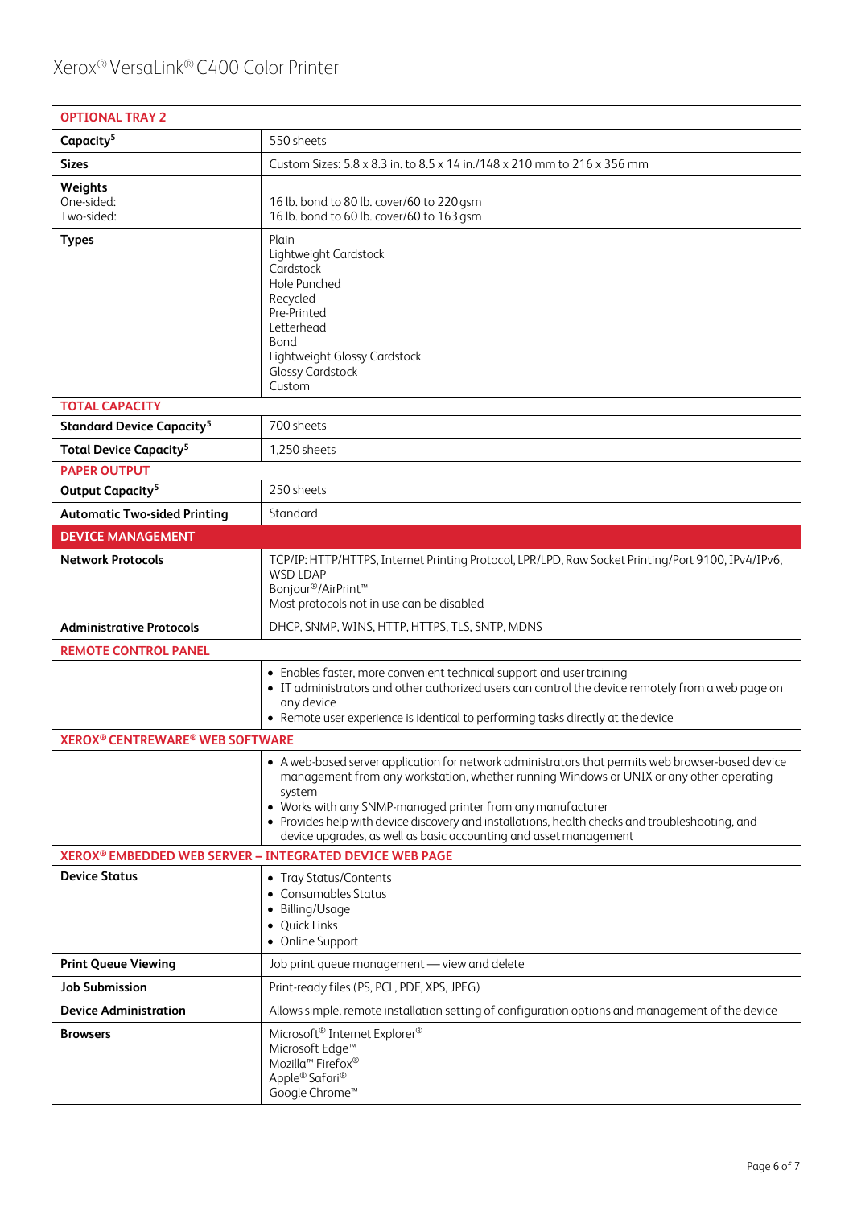| OPTIONAL TRAY 2 | |
|---|---|
| **Capacity**[5] | 550 sheets |
| **Sizes** | Custom Sizes: 5.8 x 8.3 in. to 8.5 x 14 in./148 x 210 mm to 216 x 356 mm |
| **Weights**<br>One-sided:<br>Two-sided: | <br>16 lb. bond to 80 lb. cover/60 to 220 gsm<br>16 lb. bond to 60 lb. cover/60 to 163 gsm |
| **Types** | Plain<br>Lightweight Cardstock<br>Cardstock<br>Hole Punched<br>Recycled<br>Pre-Printed<br>Letterhead<br>Bond<br>Lightweight Glossy Cardstock<br>Glossy Cardstock<br>Custom |
| **TOTAL CAPACITY** | |
| **Standard Device Capacity**[5] | 700 sheets |
| **Total Device Capacity**[5] | 1,250 sheets |
| **PAPER OUTPUT** | |
| **Output Capacity**[5] | 250 sheets |
| **Automatic Two-sided Printing** | Standard |
| **DEVICE MANAGEMENT** | |
| **Network Protocols** | TCP/IP: HTTP/HTTPS, Internet Printing Protocol, LPR/LPD, Raw Socket Printing/Port 9100, IPv4/IPv6, WSD LDAP<br>Bonjour®/AirPrint™<br>Most protocols not in use can be disabled |
| **Administrative Protocols** | DHCP, SNMP, WINS, HTTP, HTTPS, TLS, SNTP, MDNS |
| **REMOTE CONTROL PANEL** | |
| | • Enables faster, more convenient technical support and user training<br>• IT administrators and other authorized users can control the device remotely from a web page on any device<br>• Remote user experience is identical to performing tasks directly at the device |
| **XEROX® CENTREWARE® WEB SOFTWARE** | |
| | • A web-based server application for network administrators that permits web browser-based device management from any workstation, whether running Windows or UNIX or any other operating system<br>• Works with any SNMP-managed printer from any manufacturer<br>• Provides help with device discovery and installations, health checks and troubleshooting, and device upgrades, as well as basic accounting and asset management |
| **XEROX® EMBEDDED WEB SERVER – INTEGRATED DEVICE WEB PAGE** | |
| **Device Status** | • Tray Status/Contents<br>• Consumables Status<br>• Billing/Usage<br>• Quick Links<br>• Online Support |
| **Print Queue Viewing** | Job print queue management — view and delete |
| **Job Submission** | Print-ready files (PS, PCL, PDF, XPS, JPEG) |
| **Device Administration** | Allows simple, remote installation setting of configuration options and management of the device |
| **Browsers** | Microsoft® Internet Explorer®<br>Microsoft Edge™<br>Mozilla™ Firefox®<br>Apple® Safari®<br>Google Chrome™ |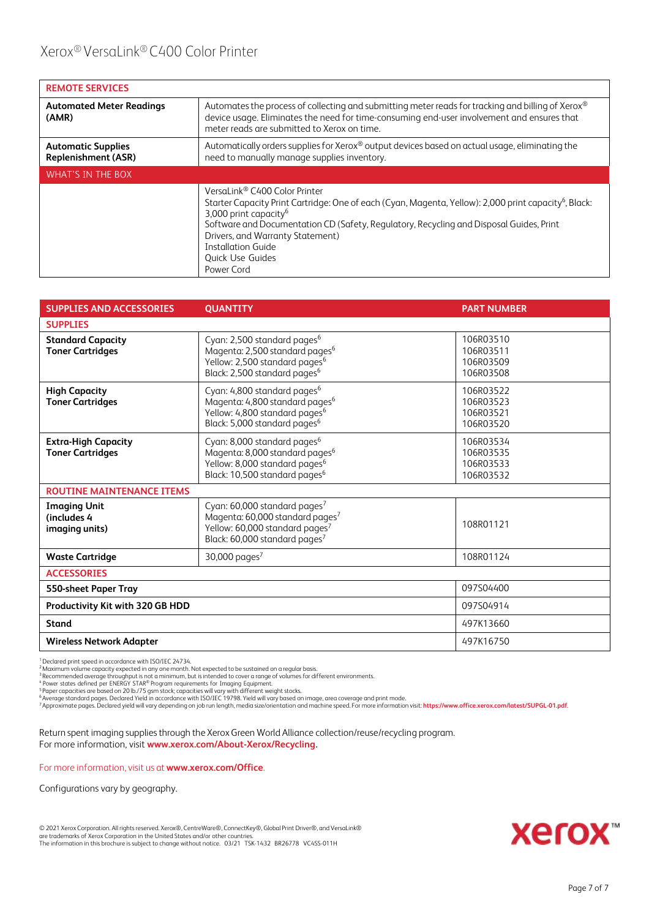Xerox® VersaLink® C400 Color Printer

| REMOTE SERVICES | |
|---|---|
| **Automated Meter Readings (AMR)** | Automates the process of collecting and submitting meter reads for tracking and billing of Xerox® device usage. Eliminates the need for time-consuming end-user involvement and ensures that meter reads are submitted to Xerox on time. |
| **Automatic Supplies Replenishment (ASR)** | Automatically orders supplies for Xerox® output devices based on actual usage, eliminating the need to manually manage supplies inventory. |
| **WHAT'S IN THE BOX** | |
| | VersaLink® C400 Color Printer<br>Starter Capacity Print Cartridge: One of each (Cyan, Magenta, Yellow): 2,000 print capacity[6], Black: 3,000 print capacity[6]<br>Software and Documentation CD (Safety, Regulatory, Recycling and Disposal Guides, Print Drivers, and Warranty Statement)<br>Installation Guide<br>Quick Use Guides<br>Power Cord |

| SUPPLIES AND ACCESSORIES | QUANTITY | PART NUMBER |
|---|---|---|
| **SUPPLIES** | | |
| **Standard Capacity Toner Cartridges** | Cyan: 2,500 standard pages[6]<br>Magenta: 2,500 standard pages[6]<br>Yellow: 2,500 standard pages[6]<br>Black: 2,500 standard pages[6] | 106R03510<br>106R03511<br>106R03509<br>106R03508 |
| **High Capacity Toner Cartridges** | Cyan: 4,800 standard pages[6]<br>Magenta: 4,800 standard pages[6]<br>Yellow: 4,800 standard pages[6]<br>Black: 5,000 standard pages[6] | 106R03522<br>106R03523<br>106R03521<br>106R03520 |
| **Extra-High Capacity Toner Cartridges** | Cyan: 8,000 standard pages[6]<br>Magenta: 8,000 standard pages[6]<br>Yellow: 8,000 standard pages[6]<br>Black: 10,500 standard pages[6] | 106R03534<br>106R03535<br>106R03533<br>106R03532 |
| **ROUTINE MAINTENANCE ITEMS** | | |
| **Imaging Unit (includes 4 imaging units)** | Cyan: 60,000 standard pages[7]<br>Magenta: 60,000 standard pages[7]<br>Yellow: 60,000 standard pages[7]<br>Black: 60,000 standard pages[7] | 108R01121 |
| **Waste Cartridge** | 30,000 pages[7] | 108R01124 |
| **ACCESSORIES** | | |
| **550-sheet Paper Tray** | | 097S04400 |
| **Productivity Kit with 320 GB HDD** | | 097S04914 |
| **Stand** | | 497K13660 |
| **Wireless Network Adapter** | | 497K16750 |

[1] Declared print speed in accordance with ISO/IEC 24734.
[2] Maximum volume capacity expected in any one month. Not expected to be sustained on a regular basis.
[3] Recommended average throughput is not a minimum, but is intended to cover a range of volumes for different environments.
[4] Power states defined per ENERGY STAR® Program requirements for Imaging Equipment.
[5] Paper capacities are based on 20 lb./75 gsm stock; capacities will vary with different weight stocks.
[6] Average standard pages. Declared Yield in accordance with ISO/IEC 19798. Yield will vary based on image, area coverage and print mode.
[7] Approximate pages. Declared yield will vary depending on job run length, media size/orientation and machine speed. For more information visit: **https://www.office.xerox.com/latest/SUPGL-01.pdf**.

Return spent imaging supplies through the Xerox Green World Alliance collection/reuse/recycling program.
For more information, visit **www.xerox.com/About-Xerox/Recycling**.

For more information, visit us at **www.xerox.com/Office**.

Configurations vary by geography.

© 2021 Xerox Corporation. All rights reserved. Xerox®, CentreWare®, ConnectKey®, Global Print Driver®, and VersaLink® are trademarks of Xerox Corporation in the United States and/or other countries.
The information in this brochure is subject to change without notice. 03/21 TSK-1432 BR26778 VC4SS-011H

xerox™